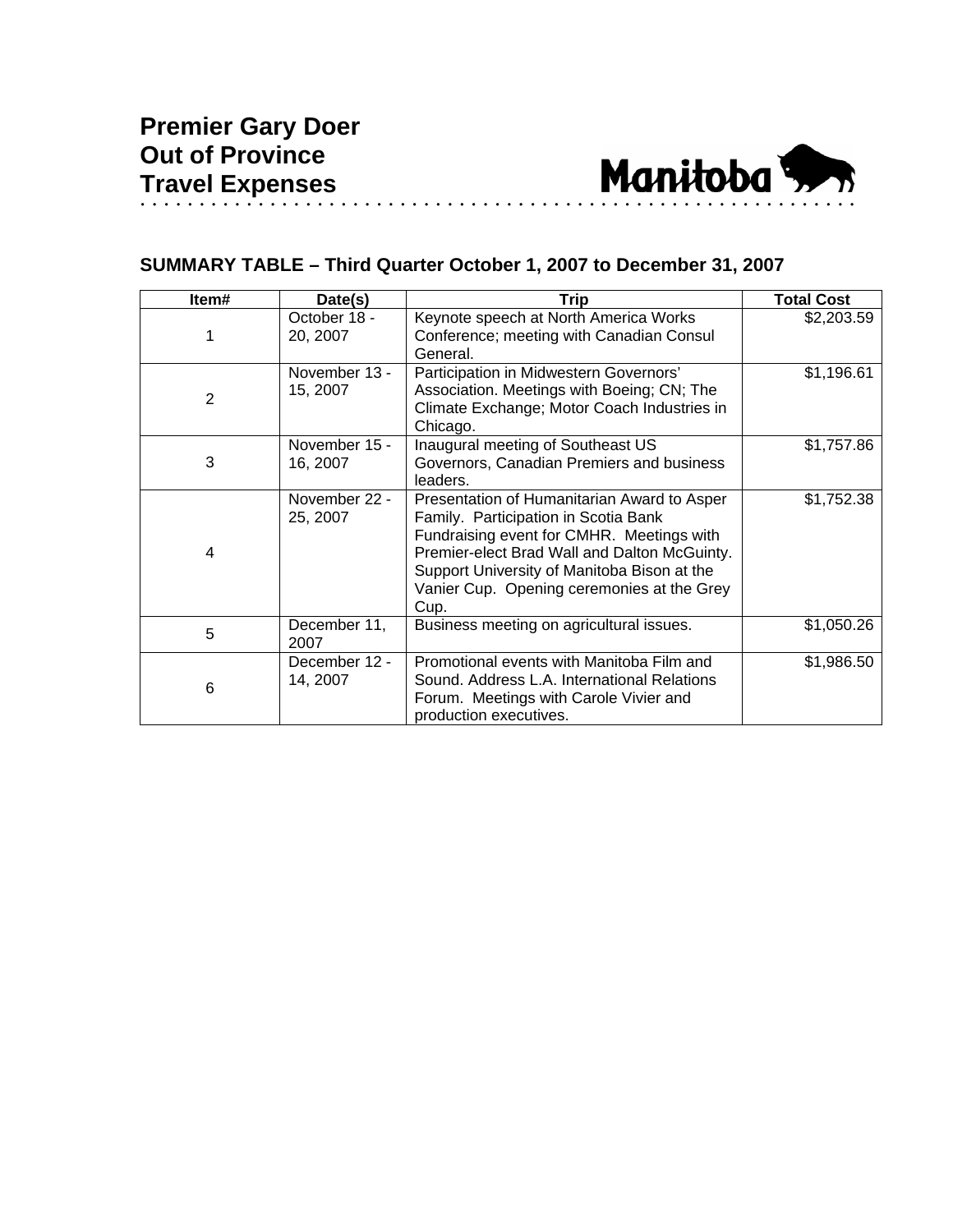# Premier Gary Doer
# Out of Province
# Travel Expenses

Manitoba

## SUMMARY TABLE – Third Quarter October 1, 2007 to December 31, 2007

| Item# | Date(s) | Trip | Total Cost |
|---|---|---|---|
| 1 | October 18 - 20, 2007 | Keynote speech at North America Works Conference; meeting with Canadian Consul General. | $2,203.59 |
| 2 | November 13 - 15, 2007 | Participation in Midwestern Governors' Association. Meetings with Boeing; CN; The Climate Exchange; Motor Coach Industries in Chicago. | $1,196.61 |
| 3 | November 15 - 16, 2007 | Inaugural meeting of Southeast US Governors, Canadian Premiers and business leaders. | $1,757.86 |
| 4 | November 22 - 25, 2007 | Presentation of Humanitarian Award to Asper Family. Participation in Scotia Bank Fundraising event for CMHR. Meetings with Premier-elect Brad Wall and Dalton McGuinty. Support University of Manitoba Bison at the Vanier Cup. Opening ceremonies at the Grey Cup. | $1,752.38 |
| 5 | December 11, 2007 | Business meeting on agricultural issues. | $1,050.26 |
| 6 | December 12 - 14, 2007 | Promotional events with Manitoba Film and Sound. Address L.A. International Relations Forum. Meetings with Carole Vivier and production executives. | $1,986.50 |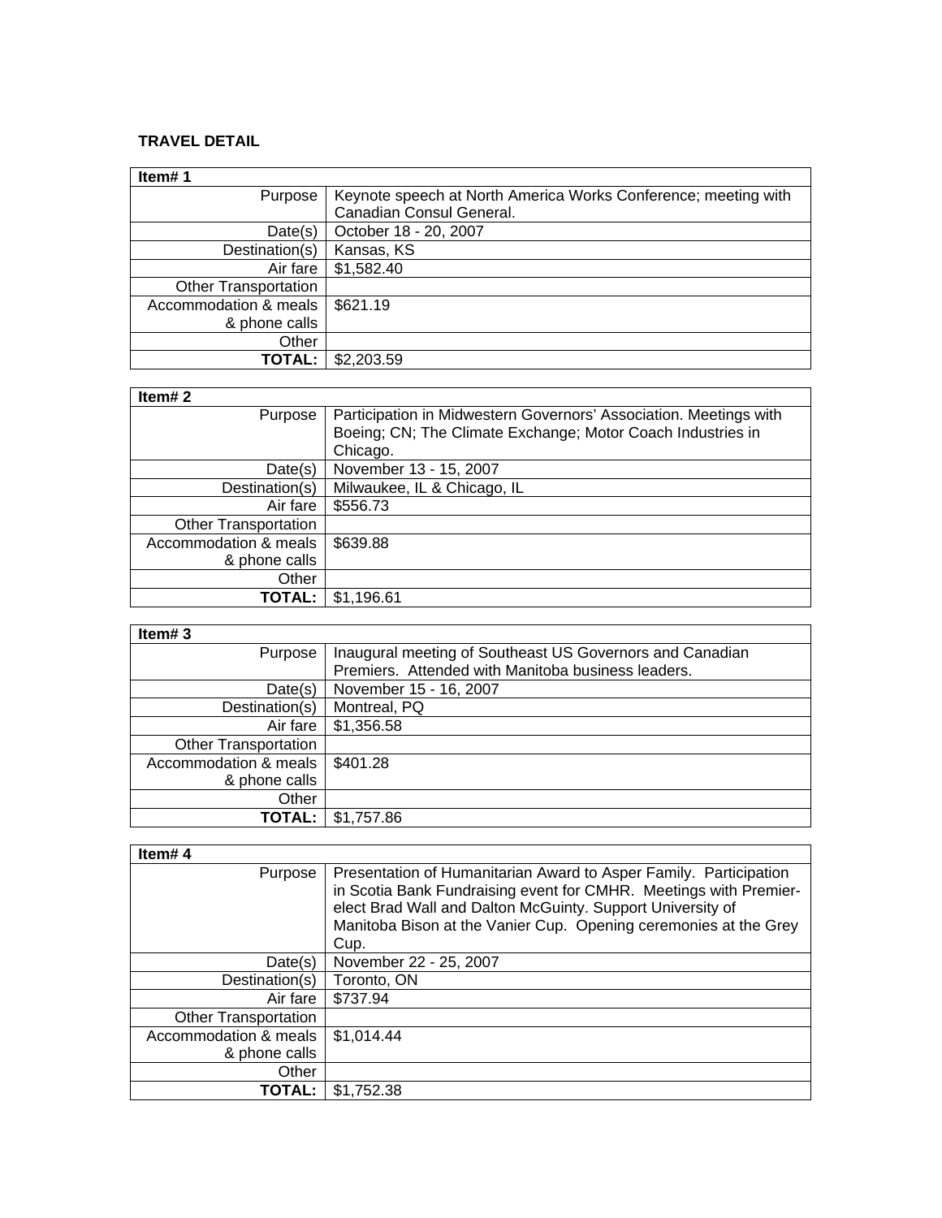**TRAVEL DETAIL**

| Item# 1 | |
|---|---|
| Purpose | Keynote speech at North America Works Conference; meeting with Canadian Consul General. |
| Date(s) | October 18 - 20, 2007 |
| Destination(s) | Kansas, KS |
| Air fare | $1,582.40 |
| Other Transportation | |
| Accommodation & meals & phone calls | $621.19 |
| Other | |
| **TOTAL:** | $2,203.59 |

| Item# 2 | |
|---|---|
| Purpose | Participation in Midwestern Governors' Association. Meetings with Boeing; CN; The Climate Exchange; Motor Coach Industries in Chicago. |
| Date(s) | November 13 - 15, 2007 |
| Destination(s) | Milwaukee, IL & Chicago, IL |
| Air fare | $556.73 |
| Other Transportation | |
| Accommodation & meals & phone calls | $639.88 |
| Other | |
| **TOTAL:** | $1,196.61 |

| Item# 3 | |
|---|---|
| Purpose | Inaugural meeting of Southeast US Governors and Canadian Premiers. Attended with Manitoba business leaders. |
| Date(s) | November 15 - 16, 2007 |
| Destination(s) | Montreal, PQ |
| Air fare | $1,356.58 |
| Other Transportation | |
| Accommodation & meals & phone calls | $401.28 |
| Other | |
| **TOTAL:** | $1,757.86 |

| Item# 4 | |
|---|---|
| Purpose | Presentation of Humanitarian Award to Asper Family. Participation in Scotia Bank Fundraising event for CMHR. Meetings with Premier-elect Brad Wall and Dalton McGuinty. Support University of Manitoba Bison at the Vanier Cup. Opening ceremonies at the Grey Cup. |
| Date(s) | November 22 - 25, 2007 |
| Destination(s) | Toronto, ON |
| Air fare | $737.94 |
| Other Transportation | |
| Accommodation & meals & phone calls | $1,014.44 |
| Other | |
| **TOTAL:** | $1,752.38 |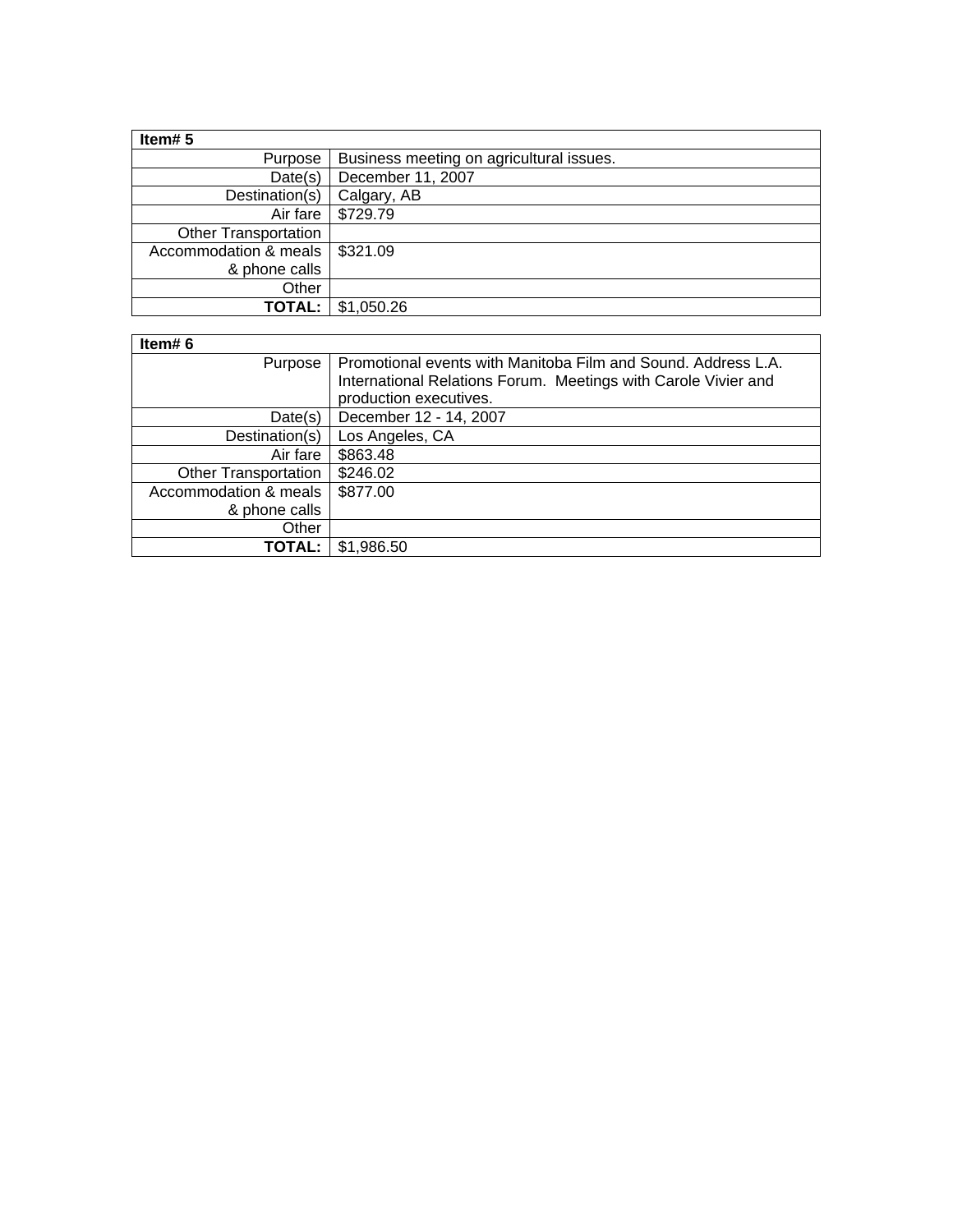| **Item# 5** | |
|---|---|
| Purpose | Business meeting on agricultural issues. |
| Date(s) | December 11, 2007 |
| Destination(s) | Calgary, AB |
| Air fare | $729.79 |
| Other Transportation | |
| Accommodation & meals & phone calls | $321.09 |
| Other | |
| **TOTAL:** | $1,050.26 |

| **Item# 6** | |
|---|---|
| Purpose | Promotional events with Manitoba Film and Sound. Address L.A. International Relations Forum. Meetings with Carole Vivier and production executives. |
| Date(s) | December 12 - 14, 2007 |
| Destination(s) | Los Angeles, CA |
| Air fare | $863.48 |
| Other Transportation | $246.02 |
| Accommodation & meals & phone calls | $877.00 |
| Other | |
| **TOTAL:** | $1,986.50 |